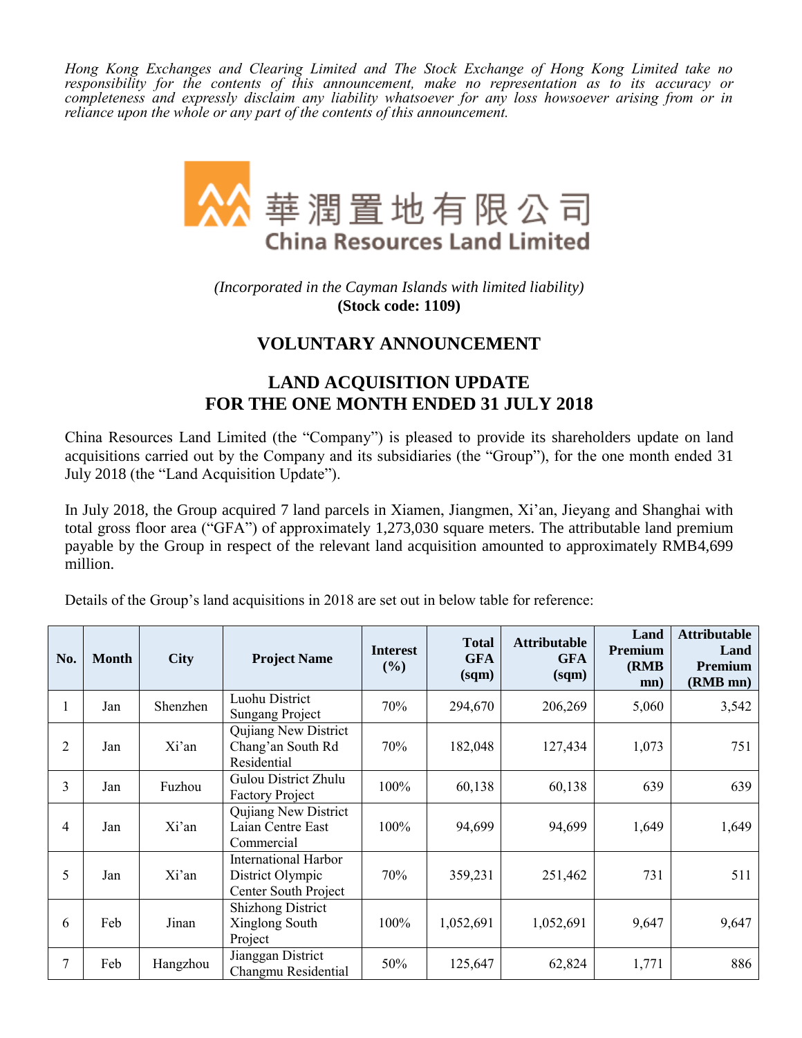*Hong Kong Exchanges and Clearing Limited and The Stock Exchange of Hong Kong Limited take no responsibility for the contents of this announcement, make no representation as to its accuracy or completeness and expressly disclaim any liability whatsoever for any loss howsoever arising from or in reliance upon the whole or any part of the contents of this announcement.*

華潤置地有限公司
**China Resources Land Limited**

*(Incorporated in the Cayman Islands with limited liability)*
**(Stock code: 1109)**

# VOLUNTARY ANNOUNCEMENT

# LAND ACQUISITION UPDATE FOR THE ONE MONTH ENDED 31 JULY 2018

China Resources Land Limited (the "Company") is pleased to provide its shareholders update on land acquisitions carried out by the Company and its subsidiaries (the "Group"), for the one month ended 31 July 2018 (the "Land Acquisition Update").

In July 2018, the Group acquired 7 land parcels in Xiamen, Jiangmen, Xi'an, Jieyang and Shanghai with total gross floor area ("GFA") of approximately 1,273,030 square meters. The attributable land premium payable by the Group in respect of the relevant land acquisition amounted to approximately RMB4,699 million.

Details of the Group's land acquisitions in 2018 are set out in below table for reference:

| No. | Month | City | Project Name | Interest (%) | Total GFA (sqm) | Attributable GFA (sqm) | Land Premium (RMB mn) | Attributable Land Premium (RMB mn) |
|---|---|---|---|---|---|---|---|---|
| 1 | Jan | Shenzhen | Luohu District Sungang Project | 70% | 294,670 | 206,269 | 5,060 | 3,542 |
| 2 | Jan | Xi'an | Qujiang New District Chang'an South Rd Residential | 70% | 182,048 | 127,434 | 1,073 | 751 |
| 3 | Jan | Fuzhou | Gulou District Zhulu Factory Project | 100% | 60,138 | 60,138 | 639 | 639 |
| 4 | Jan | Xi'an | Qujiang New District Laian Centre East Commercial | 100% | 94,699 | 94,699 | 1,649 | 1,649 |
| 5 | Jan | Xi'an | International Harbor District Olympic Center South Project | 70% | 359,231 | 251,462 | 731 | 511 |
| 6 | Feb | Jinan | Shizhong District Xinglong South Project | 100% | 1,052,691 | 1,052,691 | 9,647 | 9,647 |
| 7 | Feb | Hangzhou | Jianggan District Changmu Residential | 50% | 125,647 | 62,824 | 1,771 | 886 |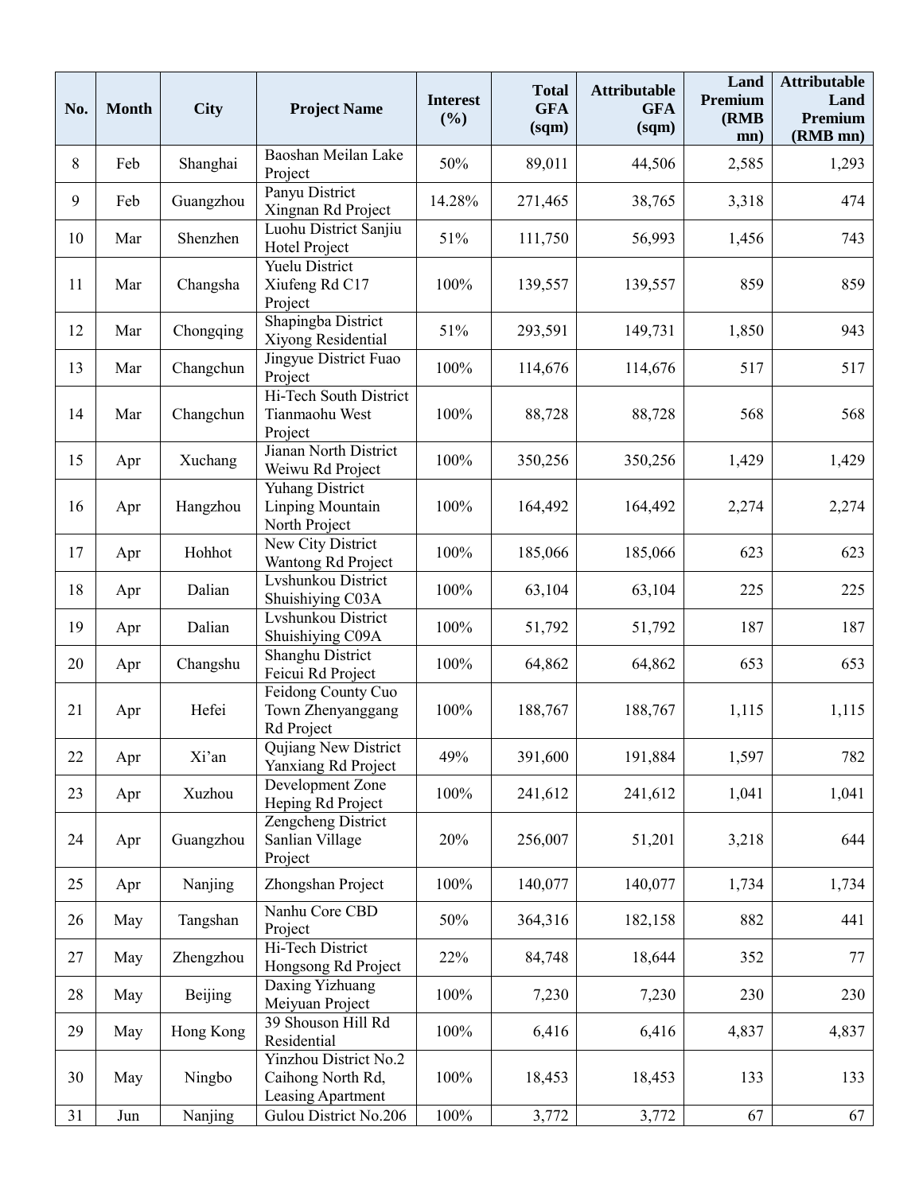| No. | Month | City | Project Name | Interest (%) | Total GFA (sqm) | Attributable GFA (sqm) | Land Premium (RMB mn) | Attributable Land Premium (RMB mn) |
|---|---|---|---|---|---|---|---|---|
| 8 | Feb | Shanghai | Baoshan Meilan Lake Project | 50% | 89,011 | 44,506 | 2,585 | 1,293 |
| 9 | Feb | Guangzhou | Panyu District Xingnan Rd Project | 14.28% | 271,465 | 38,765 | 3,318 | 474 |
| 10 | Mar | Shenzhen | Luohu District Sanjiu Hotel Project | 51% | 111,750 | 56,993 | 1,456 | 743 |
| 11 | Mar | Changsha | Yuelu District Xiufeng Rd C17 Project | 100% | 139,557 | 139,557 | 859 | 859 |
| 12 | Mar | Chongqing | Shapingba District Xiyong Residential | 51% | 293,591 | 149,731 | 1,850 | 943 |
| 13 | Mar | Changchun | Jingyue District Fuao Project | 100% | 114,676 | 114,676 | 517 | 517 |
| 14 | Mar | Changchun | Hi-Tech South District Tianmaohu West Project | 100% | 88,728 | 88,728 | 568 | 568 |
| 15 | Apr | Xuchang | Jianan North District Weiwu Rd Project | 100% | 350,256 | 350,256 | 1,429 | 1,429 |
| 16 | Apr | Hangzhou | Yuhang District Linping Mountain North Project | 100% | 164,492 | 164,492 | 2,274 | 2,274 |
| 17 | Apr | Hohhot | New City District Wantong Rd Project | 100% | 185,066 | 185,066 | 623 | 623 |
| 18 | Apr | Dalian | Lvshunkou District Shuishiying C03A | 100% | 63,104 | 63,104 | 225 | 225 |
| 19 | Apr | Dalian | Lvshunkou District Shuishiying C09A | 100% | 51,792 | 51,792 | 187 | 187 |
| 20 | Apr | Changshu | Shanghu District Feicui Rd Project | 100% | 64,862 | 64,862 | 653 | 653 |
| 21 | Apr | Hefei | Feidong County Cuo Town Zhenyanggang Rd Project | 100% | 188,767 | 188,767 | 1,115 | 1,115 |
| 22 | Apr | Xi'an | Qujiang New District Yanxiang Rd Project | 49% | 391,600 | 191,884 | 1,597 | 782 |
| 23 | Apr | Xuzhou | Development Zone Heping Rd Project | 100% | 241,612 | 241,612 | 1,041 | 1,041 |
| 24 | Apr | Guangzhou | Zengcheng District Sanlian Village Project | 20% | 256,007 | 51,201 | 3,218 | 644 |
| 25 | Apr | Nanjing | Zhongshan Project | 100% | 140,077 | 140,077 | 1,734 | 1,734 |
| 26 | May | Tangshan | Nanhu Core CBD Project | 50% | 364,316 | 182,158 | 882 | 441 |
| 27 | May | Zhengzhou | Hi-Tech District Hongsong Rd Project | 22% | 84,748 | 18,644 | 352 | 77 |
| 28 | May | Beijing | Daxing Yizhuang Meiyuan Project | 100% | 7,230 | 7,230 | 230 | 230 |
| 29 | May | Hong Kong | 39 Shouson Hill Rd Residential | 100% | 6,416 | 6,416 | 4,837 | 4,837 |
| 30 | May | Ningbo | Yinzhou District No.2 Caihong North Rd, Leasing Apartment | 100% | 18,453 | 18,453 | 133 | 133 |
| 31 | Jun | Nanjing | Gulou District No.206 | 100% | 3,772 | 3,772 | 67 | 67 |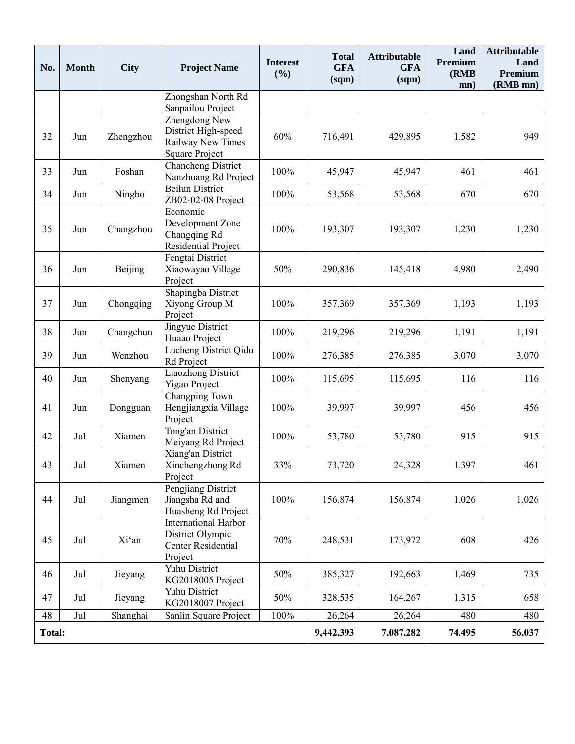| No. | Month | City | Project Name | Interest (%) | Total GFA (sqm) | Attributable GFA (sqm) | Land Premium (RMB mn) | Attributable Land Premium (RMB mn) |
|---|---|---|---|---|---|---|---|---|
| | | | Zhongshan North Rd Sanpailou Project | | | | | |
| 32 | Jun | Zhengzhou | Zhengdong New District High-speed Railway New Times Square Project | 60% | 716,491 | 429,895 | 1,582 | 949 |
| 33 | Jun | Foshan | Chancheng District Nanzhuang Rd Project | 100% | 45,947 | 45,947 | 461 | 461 |
| 34 | Jun | Ningbo | Beilun District ZB02-02-08 Project | 100% | 53,568 | 53,568 | 670 | 670 |
| 35 | Jun | Changzhou | Economic Development Zone Changqing Rd Residential Project | 100% | 193,307 | 193,307 | 1,230 | 1,230 |
| 36 | Jun | Beijing | Fengtai District Xiaowayao Village Project | 50% | 290,836 | 145,418 | 4,980 | 2,490 |
| 37 | Jun | Chongqing | Shapingba District Xiyong Group M Project | 100% | 357,369 | 357,369 | 1,193 | 1,193 |
| 38 | Jun | Changchun | Jingyue District Huaao Project | 100% | 219,296 | 219,296 | 1,191 | 1,191 |
| 39 | Jun | Wenzhou | Lucheng District Qidu Rd Project | 100% | 276,385 | 276,385 | 3,070 | 3,070 |
| 40 | Jun | Shenyang | Liaozhong District Yigao Project | 100% | 115,695 | 115,695 | 116 | 116 |
| 41 | Jun | Dongguan | Changping Town Hengjiangxia Village Project | 100% | 39,997 | 39,997 | 456 | 456 |
| 42 | Jul | Xiamen | Tong'an District Meiyang Rd Project | 100% | 53,780 | 53,780 | 915 | 915 |
| 43 | Jul | Xiamen | Xiang'an District Xinchengzhong Rd Project | 33% | 73,720 | 24,328 | 1,397 | 461 |
| 44 | Jul | Jiangmen | Pengjiang District Jiangsha Rd and Huasheng Rd Project | 100% | 156,874 | 156,874 | 1,026 | 1,026 |
| 45 | Jul | Xi'an | International Harbor District Olympic Center Residential Project | 70% | 248,531 | 173,972 | 608 | 426 |
| 46 | Jul | Jieyang | Yuhu District KG2018005 Project | 50% | 385,327 | 192,663 | 1,469 | 735 |
| 47 | Jul | Jieyang | Yuhu District KG2018007 Project | 50% | 328,535 | 164,267 | 1,315 | 658 |
| 48 | Jul | Shanghai | Sanlin Square Project | 100% | 26,264 | 26,264 | 480 | 480 |
| **Total:** | | | | | **9,442,393** | **7,087,282** | **74,495** | **56,037** |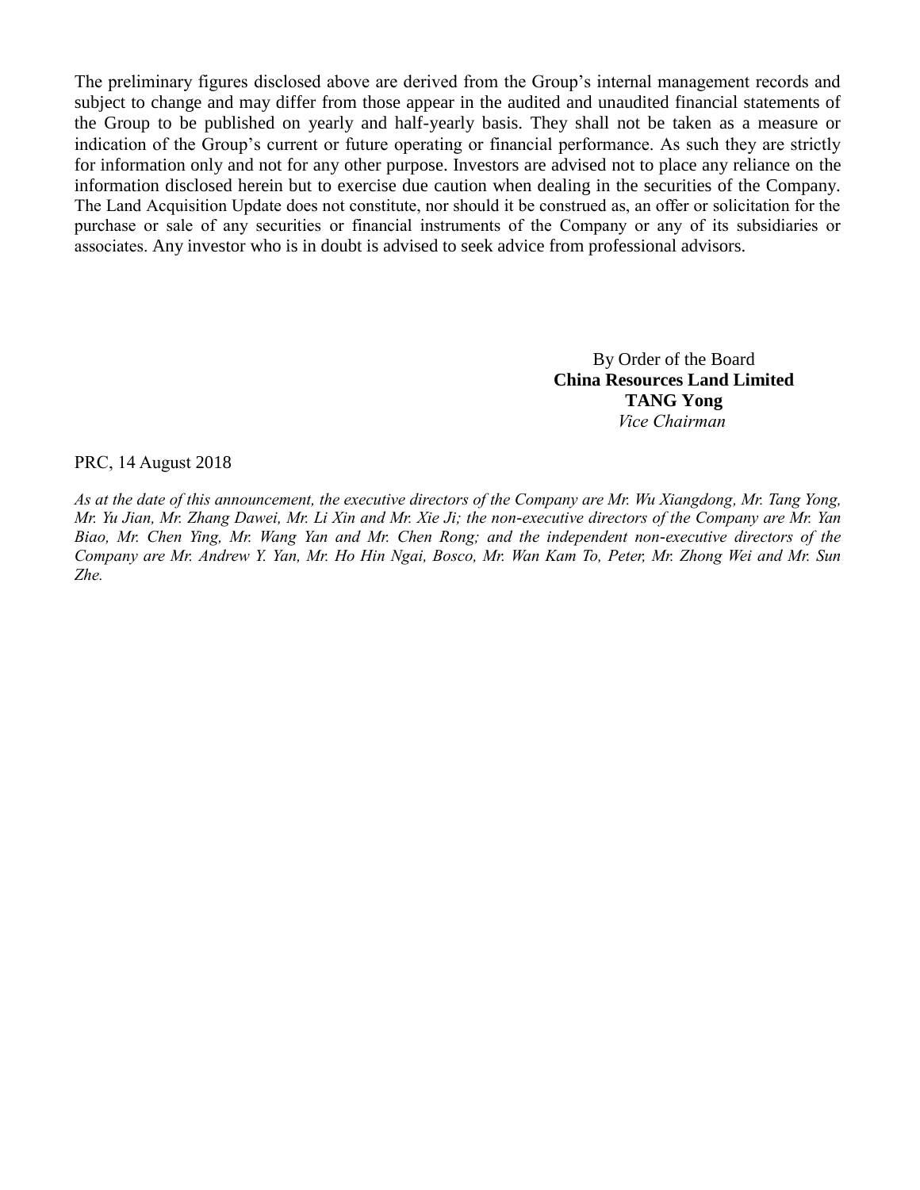The preliminary figures disclosed above are derived from the Group's internal management records and subject to change and may differ from those appear in the audited and unaudited financial statements of the Group to be published on yearly and half-yearly basis. They shall not be taken as a measure or indication of the Group's current or future operating or financial performance. As such they are strictly for information only and not for any other purpose. Investors are advised not to place any reliance on the information disclosed herein but to exercise due caution when dealing in the securities of the Company. The Land Acquisition Update does not constitute, nor should it be construed as, an offer or solicitation for the purchase or sale of any securities or financial instruments of the Company or any of its subsidiaries or associates. Any investor who is in doubt is advised to seek advice from professional advisors.

By Order of the Board
**China Resources Land Limited**
**TANG Yong**
*Vice Chairman*

PRC, 14 August 2018

*As at the date of this announcement, the executive directors of the Company are Mr. Wu Xiangdong, Mr. Tang Yong, Mr. Yu Jian, Mr. Zhang Dawei, Mr. Li Xin and Mr. Xie Ji; the non-executive directors of the Company are Mr. Yan Biao, Mr. Chen Ying, Mr. Wang Yan and Mr. Chen Rong; and the independent non-executive directors of the Company are Mr. Andrew Y. Yan, Mr. Ho Hin Ngai, Bosco, Mr. Wan Kam To, Peter, Mr. Zhong Wei and Mr. Sun Zhe.*